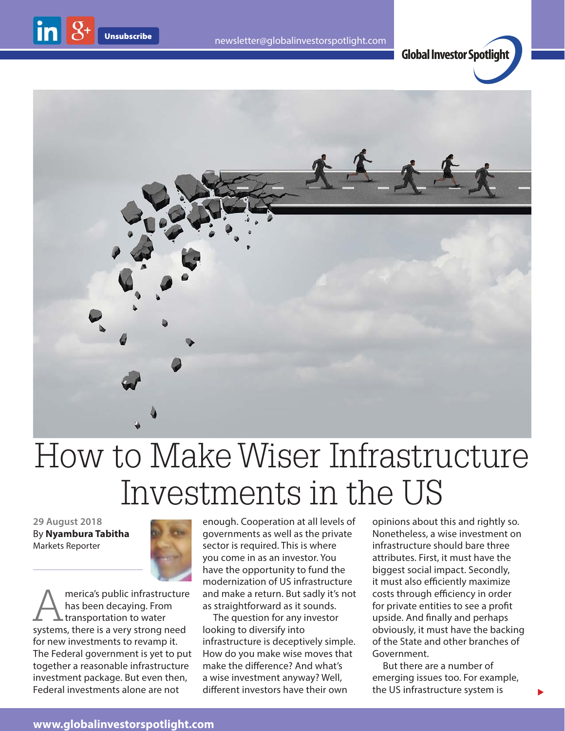# How to Make Wiser Infrastructure Investments in the US

29 August 2018
By **Nyambura Tabitha**
Markets Reporter

America's public infrastructure has been decaying. From transportation to water systems, there is a very strong need for new investments to revamp it. The Federal government is yet to put together a reasonable infrastructure investment package. But even then, Federal investments alone are not enough. Cooperation at all levels of governments as well as the private sector is required. This is where you come in as an investor. You have the opportunity to fund the modernization of US infrastructure and make a return. But sadly it's not as straightforward as it sounds.

The question for any investor looking to diversify into infrastructure is deceptively simple. How do you make wise moves that make the difference? And what's a wise investment anyway? Well, different investors have their own opinions about this and rightly so. Nonetheless, a wise investment on infrastructure should bare three attributes. First, it must have the biggest social impact. Secondly, it must also efficiently maximize costs through efficiency in order for private entities to see a profit upside. And finally and perhaps obviously, it must have the backing of the State and other branches of Government.

But there are a number of emerging issues too. For example, the US infrastructure system is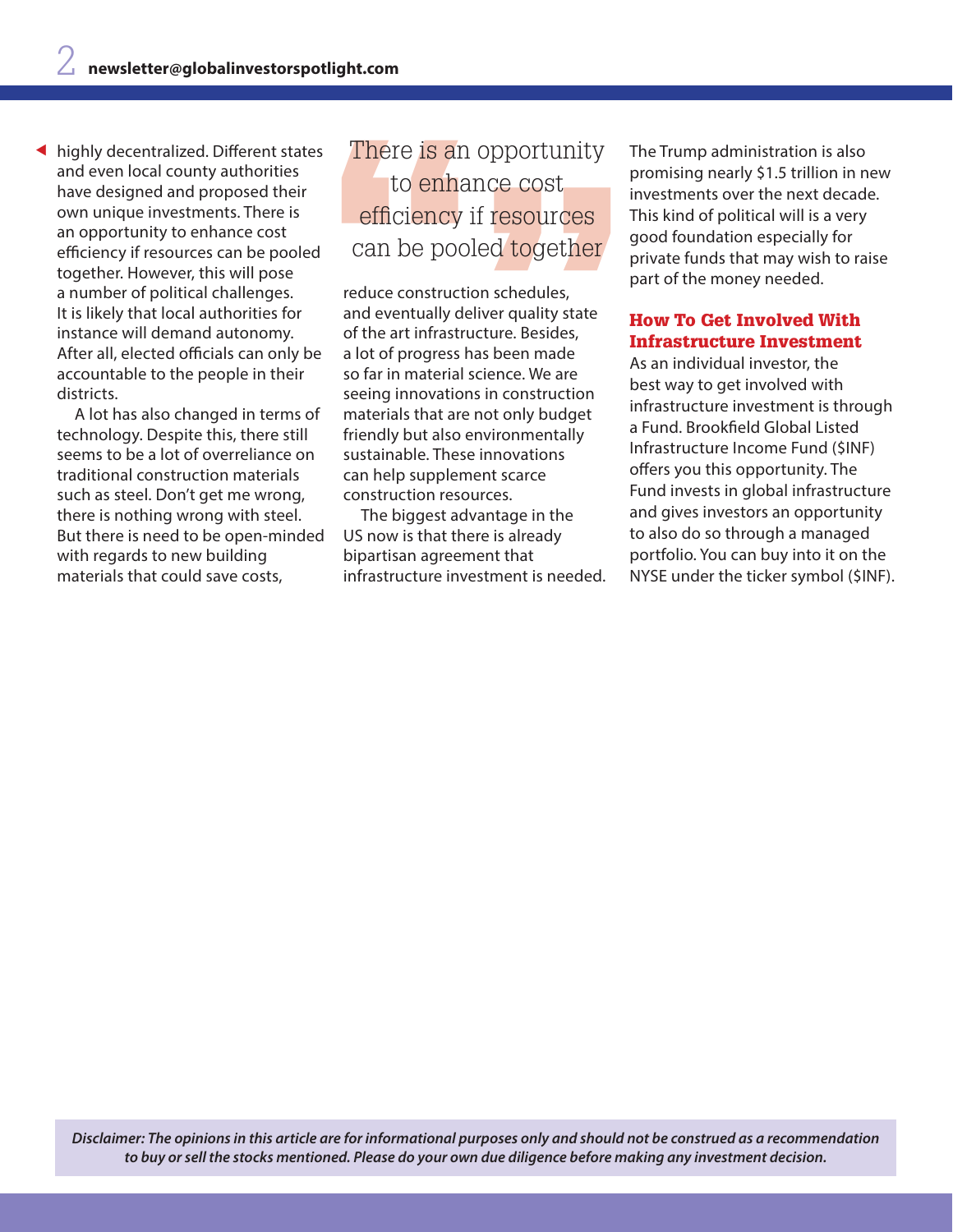highly decentralized. Different states and even local county authorities have designed and proposed their own unique investments. There is an opportunity to enhance cost efficiency if resources can be pooled together. However, this will pose a number of political challenges. It is likely that local authorities for instance will demand autonomy. After all, elected officials can only be accountable to the people in their districts.

A lot has also changed in terms of technology. Despite this, there still seems to be a lot of overreliance on traditional construction materials such as steel. Don't get me wrong, there is nothing wrong with steel. But there is need to be open-minded with regards to new building materials that could save costs, reduce construction schedules, and eventually deliver quality state of the art infrastructure. Besides, a lot of progress has been made so far in material science. We are seeing innovations in construction materials that are not only budget friendly but also environmentally sustainable. These innovations can help supplement scarce construction resources.

> There is an opportunity to enhance cost efficiency if resources can be pooled together

The biggest advantage in the US now is that there is already bipartisan agreement that infrastructure investment is needed. The Trump administration is also promising nearly $1.5 trillion in new investments over the next decade. This kind of political will is a very good foundation especially for private funds that may wish to raise part of the money needed.

## How To Get Involved With Infrastructure Investment

As an individual investor, the best way to get involved with infrastructure investment is through a Fund. Brookfield Global Listed Infrastructure Income Fund ($INF) offers you this opportunity. The Fund invests in global infrastructure and gives investors an opportunity to also do so through a managed portfolio. You can buy into it on the NYSE under the ticker symbol ($INF).

***Disclaimer: The opinions in this article are for informational purposes only and should not be construed as a recommendation to buy or sell the stocks mentioned. Please do your own due diligence before making any investment decision.***